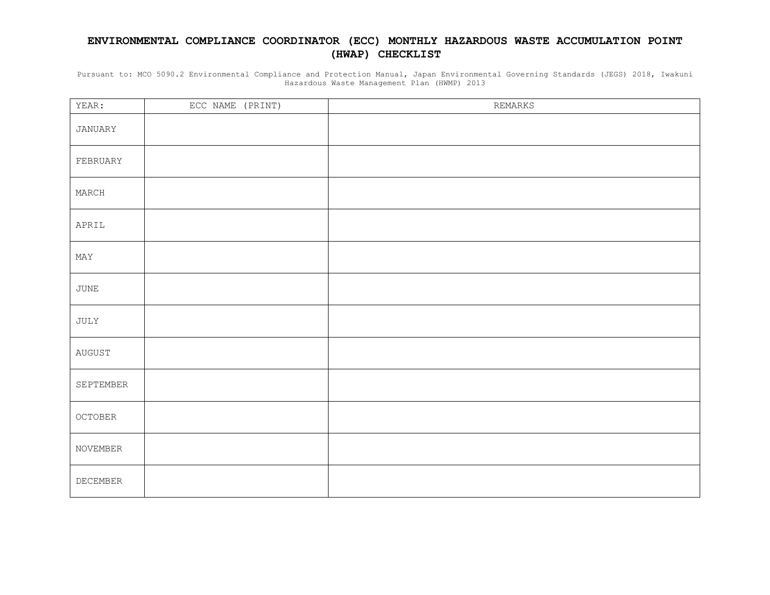# ENVIRONMENTAL COMPLIANCE COORDINATOR (ECC) MONTHLY HAZARDOUS WASTE ACCUMULATION POINT (HWAP) CHECKLIST

Pursuant to: MCO 5090.2 Environmental Compliance and Protection Manual, Japan Environmental Governing Standards (JEGS) 2018, Iwakuni Hazardous Waste Management Plan (HWMP) 2013

| YEAR: | ECC NAME (PRINT) | REMARKS |
|---|---|---|
| JANUARY | | |
| FEBRUARY | | |
| MARCH | | |
| APRIL | | |
| MAY | | |
| JUNE | | |
| JULY | | |
| AUGUST | | |
| SEPTEMBER | | |
| OCTOBER | | |
| NOVEMBER | | |
| DECEMBER | | |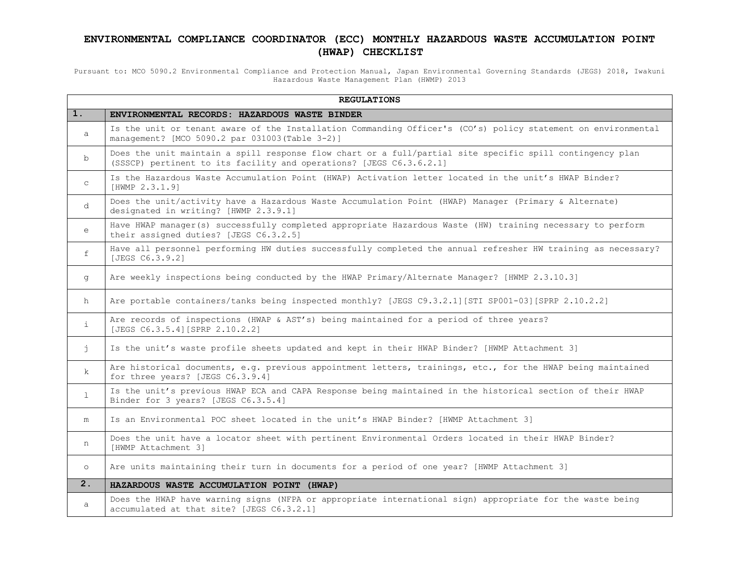# ENVIRONMENTAL COMPLIANCE COORDINATOR (ECC) MONTHLY HAZARDOUS WASTE ACCUMULATION POINT (HWAP) CHECKLIST

Pursuant to: MCO 5090.2 Environmental Compliance and Protection Manual, Japan Environmental Governing Standards (JEGS) 2018, Iwakuni Hazardous Waste Management Plan (HWMP) 2013

| REGULATIONS | |
|---|---|
| **1.** | **ENVIRONMENTAL RECORDS: HAZARDOUS WASTE BINDER** |
| a | Is the unit or tenant aware of the Installation Commanding Officer's (CO's) policy statement on environmental management? [MCO 5090.2 par 031003(Table 3-2)] |
| b | Does the unit maintain a spill response flow chart or a full/partial site specific spill contingency plan (SSSCP) pertinent to its facility and operations? [JEGS C6.3.6.2.1] |
| c | Is the Hazardous Waste Accumulation Point (HWAP) Activation letter located in the unit's HWAP Binder? [HWMP 2.3.1.9] |
| d | Does the unit/activity have a Hazardous Waste Accumulation Point (HWAP) Manager (Primary & Alternate) designated in writing? [HWMP 2.3.9.1] |
| e | Have HWAP manager(s) successfully completed appropriate Hazardous Waste (HW) training necessary to perform their assigned duties? [JEGS C6.3.2.5] |
| f | Have all personnel performing HW duties successfully completed the annual refresher HW training as necessary? [JEGS C6.3.9.2] |
| g | Are weekly inspections being conducted by the HWAP Primary/Alternate Manager? [HWMP 2.3.10.3] |
| h | Are portable containers/tanks being inspected monthly? [JEGS C9.3.2.1][STI SP001-03][SPRP 2.10.2.2] |
| i | Are records of inspections (HWAP & AST's) being maintained for a period of three years? [JEGS C6.3.5.4][SPRP 2.10.2.2] |
| j | Is the unit's waste profile sheets updated and kept in their HWAP Binder? [HWMP Attachment 3] |
| k | Are historical documents, e.g. previous appointment letters, trainings, etc., for the HWAP being maintained for three years? [JEGS C6.3.9.4] |
| l | Is the unit's previous HWAP ECA and CAPA Response being maintained in the historical section of their HWAP Binder for 3 years? [JEGS C6.3.5.4] |
| m | Is an Environmental POC sheet located in the unit's HWAP Binder? [HWMP Attachment 3] |
| n | Does the unit have a locator sheet with pertinent Environmental Orders located in their HWAP Binder? [HWMP Attachment 3] |
| o | Are units maintaining their turn in documents for a period of one year? [HWMP Attachment 3] |
| **2.** | **HAZARDOUS WASTE ACCUMULATION POINT (HWAP)** |
| a | Does the HWAP have warning signs (NFPA or appropriate international sign) appropriate for the waste being accumulated at that site? [JEGS C6.3.2.1] |